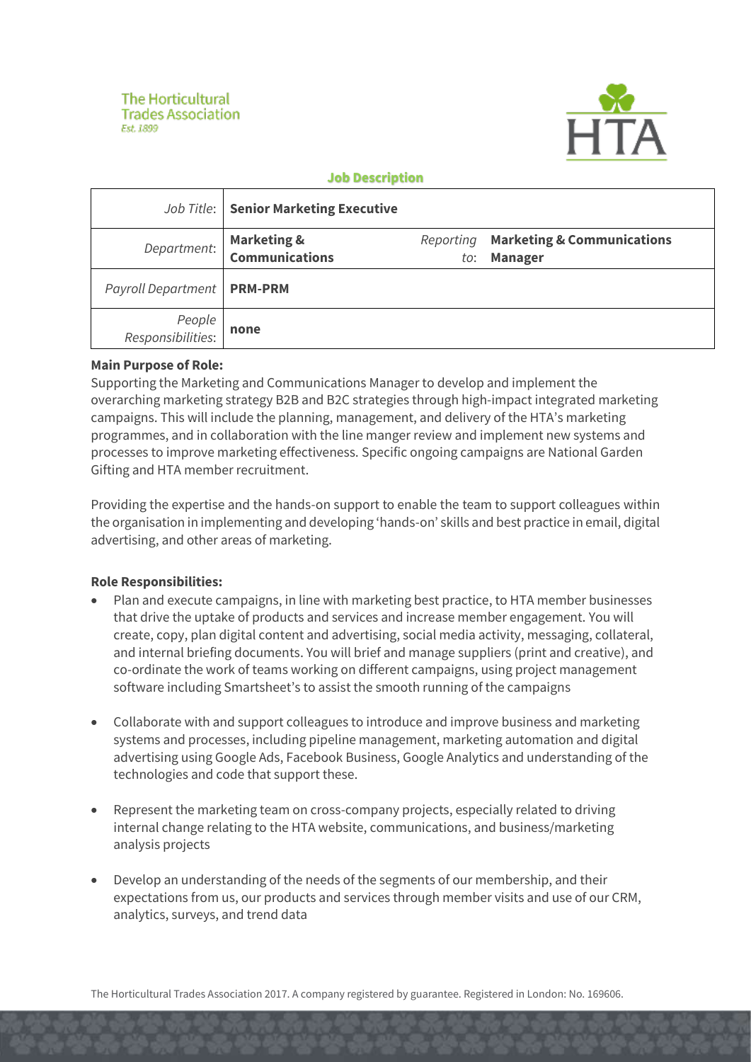The Horticultural Trades Association
Est. 1899

HTA

## Job Description

| | | | |
|---|---|---|---|
| *Job Title*: | **Senior Marketing Executive** | | |
| *Department*: | **Marketing & Communications** | *Reporting to*: | **Marketing & Communications Manager** |
| *Payroll Department* | **PRM-PRM** | | |
| *People Responsibilities*: | **none** | | |

**Main Purpose of Role:**

Supporting the Marketing and Communications Manager to develop and implement the overarching marketing strategy B2B and B2C strategies through high-impact integrated marketing campaigns. This will include the planning, management, and delivery of the HTA's marketing programmes, and in collaboration with the line manger review and implement new systems and processes to improve marketing effectiveness. Specific ongoing campaigns are National Garden Gifting and HTA member recruitment.

Providing the expertise and the hands-on support to enable the team to support colleagues within the organisation in implementing and developing 'hands-on' skills and best practice in email, digital advertising, and other areas of marketing.

**Role Responsibilities:**

- Plan and execute campaigns, in line with marketing best practice, to HTA member businesses that drive the uptake of products and services and increase member engagement. You will create, copy, plan digital content and advertising, social media activity, messaging, collateral, and internal briefing documents. You will brief and manage suppliers (print and creative), and co-ordinate the work of teams working on different campaigns, using project management software including Smartsheet's to assist the smooth running of the campaigns

- Collaborate with and support colleagues to introduce and improve business and marketing systems and processes, including pipeline management, marketing automation and digital advertising using Google Ads, Facebook Business, Google Analytics and understanding of the technologies and code that support these.

- Represent the marketing team on cross-company projects, especially related to driving internal change relating to the HTA website, communications, and business/marketing analysis projects

- Develop an understanding of the needs of the segments of our membership, and their expectations from us, our products and services through member visits and use of our CRM, analytics, surveys, and trend data

The Horticultural Trades Association 2017. A company registered by guarantee. Registered in London: No. 169606.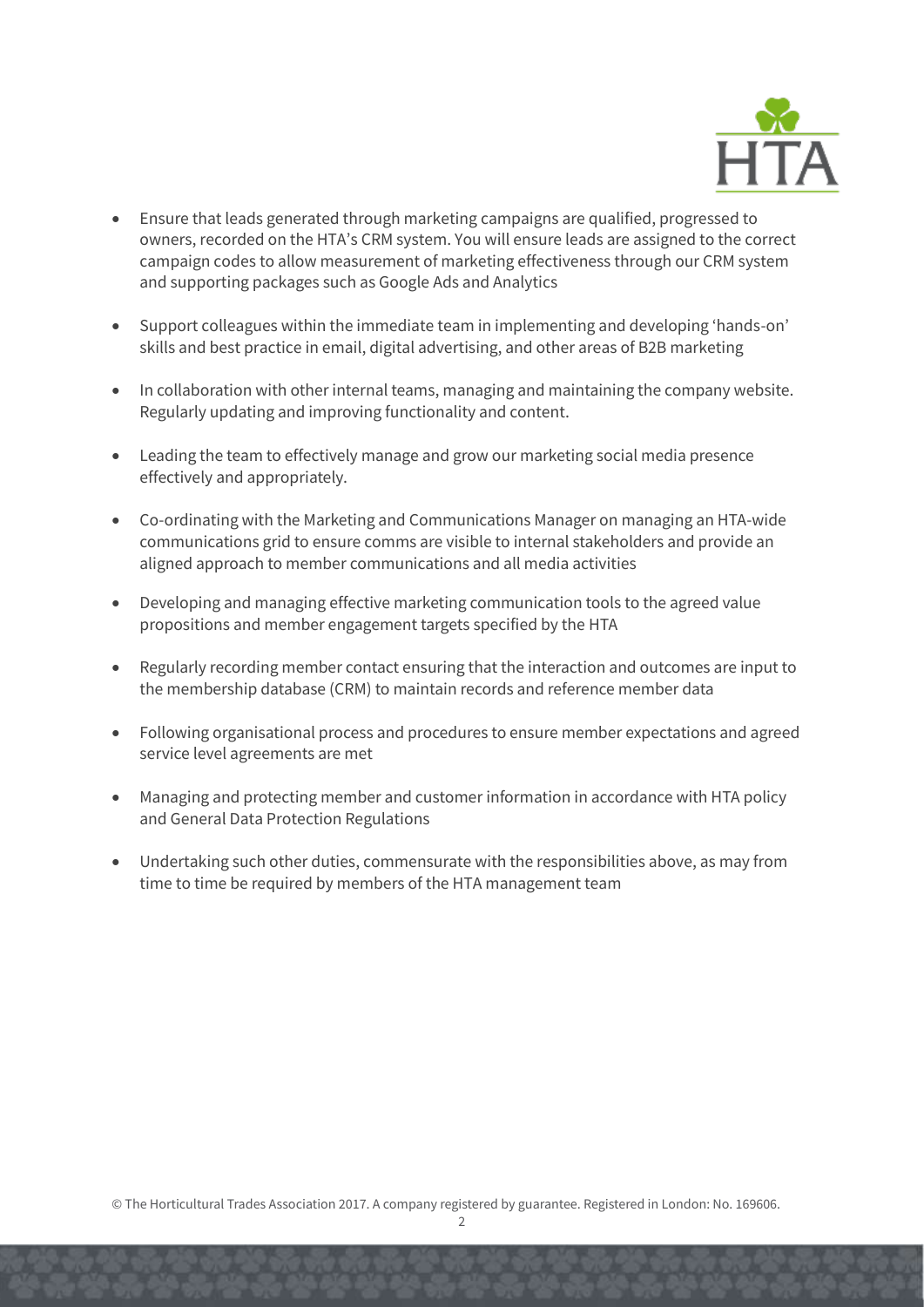- Ensure that leads generated through marketing campaigns are qualified, progressed to owners, recorded on the HTA's CRM system. You will ensure leads are assigned to the correct campaign codes to allow measurement of marketing effectiveness through our CRM system and supporting packages such as Google Ads and Analytics

- Support colleagues within the immediate team in implementing and developing 'hands-on' skills and best practice in email, digital advertising, and other areas of B2B marketing

- In collaboration with other internal teams, managing and maintaining the company website. Regularly updating and improving functionality and content.

- Leading the team to effectively manage and grow our marketing social media presence effectively and appropriately.

- Co-ordinating with the Marketing and Communications Manager on managing an HTA-wide communications grid to ensure comms are visible to internal stakeholders and provide an aligned approach to member communications and all media activities

- Developing and managing effective marketing communication tools to the agreed value propositions and member engagement targets specified by the HTA

- Regularly recording member contact ensuring that the interaction and outcomes are input to the membership database (CRM) to maintain records and reference member data

- Following organisational process and procedures to ensure member expectations and agreed service level agreements are met

- Managing and protecting member and customer information in accordance with HTA policy and General Data Protection Regulations

- Undertaking such other duties, commensurate with the responsibilities above, as may from time to time be required by members of the HTA management team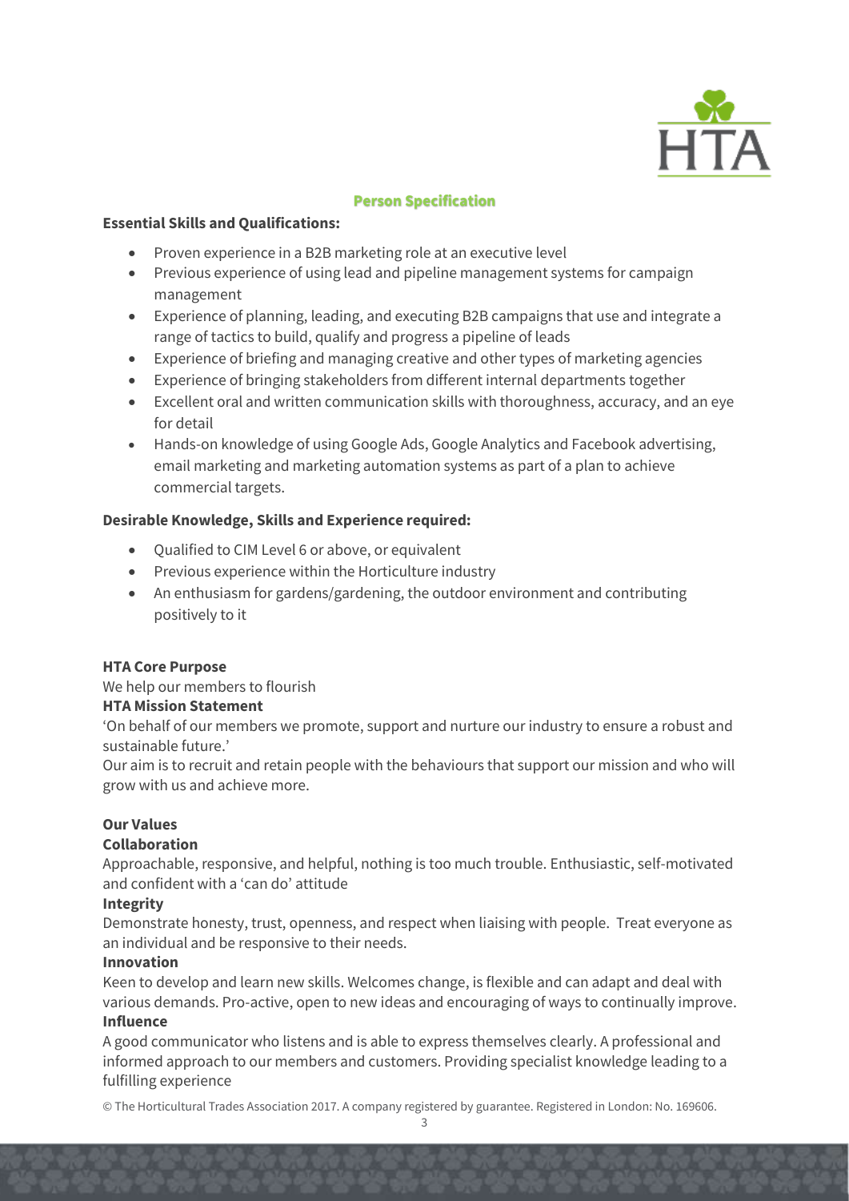## Person Specification

**Essential Skills and Qualifications:**

- Proven experience in a B2B marketing role at an executive level
- Previous experience of using lead and pipeline management systems for campaign management
- Experience of planning, leading, and executing B2B campaigns that use and integrate a range of tactics to build, qualify and progress a pipeline of leads
- Experience of briefing and managing creative and other types of marketing agencies
- Experience of bringing stakeholders from different internal departments together
- Excellent oral and written communication skills with thoroughness, accuracy, and an eye for detail
- Hands-on knowledge of using Google Ads, Google Analytics and Facebook advertising, email marketing and marketing automation systems as part of a plan to achieve commercial targets.

**Desirable Knowledge, Skills and Experience required:**

- Qualified to CIM Level 6 or above, or equivalent
- Previous experience within the Horticulture industry
- An enthusiasm for gardens/gardening, the outdoor environment and contributing positively to it

**HTA Core Purpose**

We help our members to flourish

**HTA Mission Statement**

'On behalf of our members we promote, support and nurture our industry to ensure a robust and sustainable future.'

Our aim is to recruit and retain people with the behaviours that support our mission and who will grow with us and achieve more.

**Our Values**

**Collaboration**

Approachable, responsive, and helpful, nothing is too much trouble. Enthusiastic, self-motivated and confident with a 'can do' attitude

**Integrity**

Demonstrate honesty, trust, openness, and respect when liaising with people. Treat everyone as an individual and be responsive to their needs.

**Innovation**

Keen to develop and learn new skills. Welcomes change, is flexible and can adapt and deal with various demands. Pro-active, open to new ideas and encouraging of ways to continually improve.

**Influence**

A good communicator who listens and is able to express themselves clearly. A professional and informed approach to our members and customers. Providing specialist knowledge leading to a fulfilling experience

© The Horticultural Trades Association 2017. A company registered by guarantee. Registered in London: No. 169606.